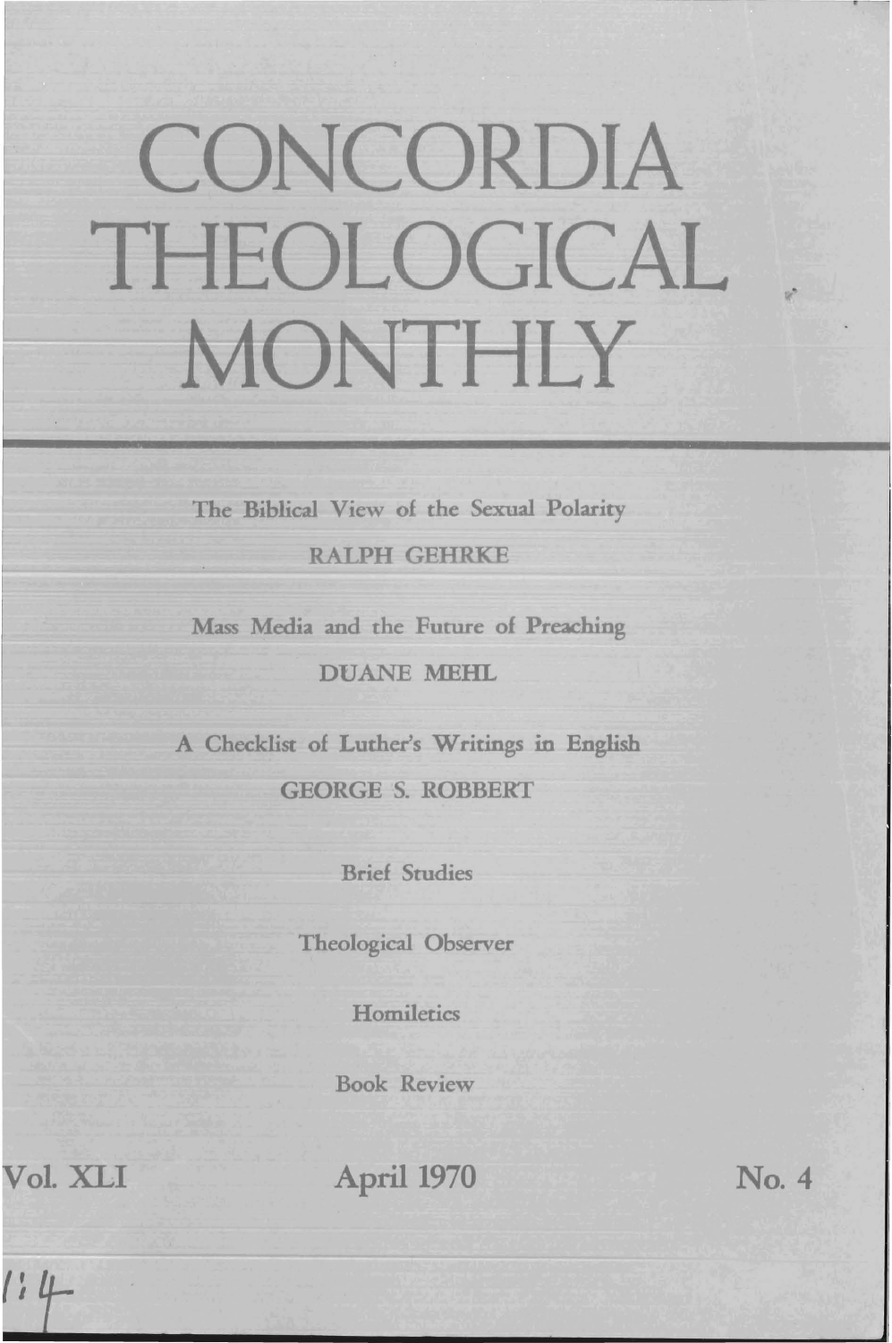# CONCORDIA THEOLOGICAL MONTHLY

The Biblical View of the Sexual Polarity

RALPH GEHRKE

Mass Media and the Future of Preaching

DUANE MEHL

A Checklist of Luther's Writings in English

GEORGE S. ROBBERT

Brief Studies

Theological Observer

Homiletics

Book Review

Vol. XLI | April 1970 | No. 4

1:4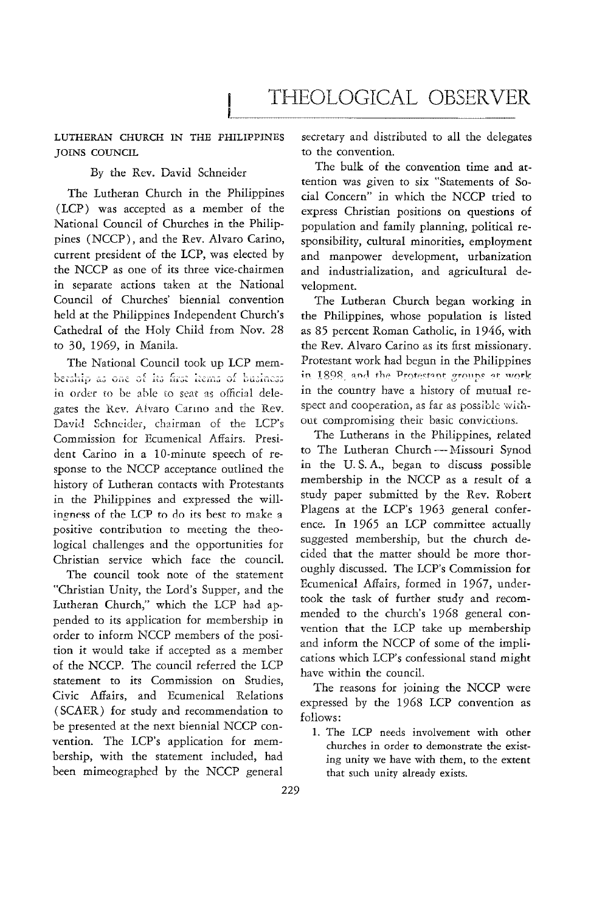# THEOLOGICAL OBSERVER

## LUTHERAN CHURCH IN THE PHILIPPINES JOINS COUNCIL

By the Rev. David Schneider

The Lutheran Church in the Philippines (LCP) was accepted as a member of the National Council of Churches in the Philippines (NCCP), and the Rev. Alvaro Carino, current president of the LCP, was elected by the NCCP as one of its three vice-chairmen in separate actions taken at the National Council of Churches' biennial convention held at the Philippines Independent Church's Cathedral of the Holy Child from Nov. 28 to 30, 1969, in Manila.

The National Council took up LCP membership as one of its first items of business in order to be able to seat as official delegates the Rev. Alvaro Carino and the Rev. David Schneider, chairman of the LCP's Commission for Ecumenical Affairs. President Carino in a 10-minute speech of response to the NCCP acceptance outlined the history of Lutheran contacts with Protestants in the Philippines and expressed the willingness of the LCP to do its best to make a positive contribution to meeting the theological challenges and the opportunities for Christian service which face the council.

The council took note of the statement "Christian Unity, the Lord's Supper, and the Lutheran Church," which the LCP had appended to its application for membership in order to inform NCCP members of the position it would take if accepted as a member of the NCCP. The council referred the LCP statement to its Commission on Studies, Civic Affairs, and Ecumenical Relations (SCAER) for study and recommendation to be presented at the next biennial NCCP convention. The LCP's application for membership, with the statement included, had been mimeographed by the NCCP general secretary and distributed to all the delegates to the convention.

The bulk of the convention time and attention was given to six "Statements of Social Concern" in which the NCCP tried to express Christian positions on questions of population and family planning, political responsibility, cultural minorities, employment and manpower development, urbanization and industrialization, and agricultural development.

The Lutheran Church began working in the Philippines, whose population is listed as 85 percent Roman Catholic, in 1946, with the Rev. Alvaro Carino as its first missionary. Protestant work had begun in the Philippines in 1898, and the Protestant groups at work in the country have a history of mutual respect and cooperation, as far as possible without compromising their basic convictions.

The Lutherans in the Philippines, related to The Lutheran Church — Missouri Synod in the U. S. A., began to discuss possible membership in the NCCP as a result of a study paper submitted by the Rev. Robert Plagens at the LCP's 1963 general conference. In 1965 an LCP committee actually suggested membership, but the church decided that the matter should be more thoroughly discussed. The LCP's Commission for Ecumenical Affairs, formed in 1967, undertook the task of further study and recommended to the church's 1968 general convention that the LCP take up membership and inform the NCCP of some of the implications which LCP's confessional stand might have within the council.

The reasons for joining the NCCP were expressed by the 1968 LCP convention as follows:

1. The LCP needs involvement with other churches in order to demonstrate the existing unity we have with them, to the extent that such unity already exists.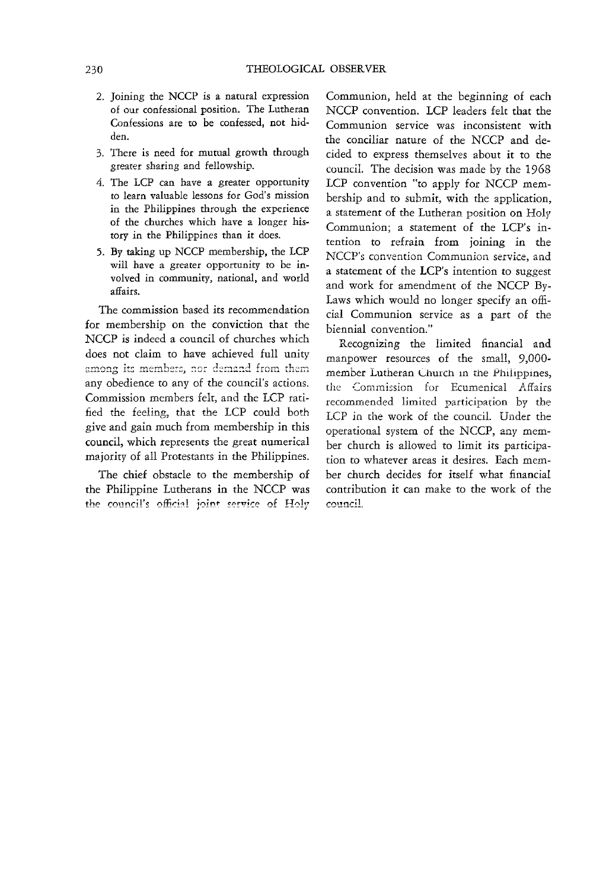2. Joining the NCCP is a natural expression of our confessional position. The Lutheran Confessions are to be confessed, not hidden.
3. There is need for mutual growth through greater sharing and fellowship.
4. The LCP can have a greater opportunity to learn valuable lessons for God's mission in the Philippines through the experience of the churches which have a longer history in the Philippines than it does.
5. By taking up NCCP membership, the LCP will have a greater opportunity to be involved in community, national, and world affairs.

The commission based its recommendation for membership on the conviction that the NCCP is indeed a council of churches which does not claim to have achieved full unity among its members, nor demand from them any obedience to any of the council's actions. Commission members felt, and the LCP ratified the feeling, that the LCP could both give and gain much from membership in this council, which represents the great numerical majority of all Protestants in the Philippines.

The chief obstacle to the membership of the Philippine Lutherans in the NCCP was the council's official joint service of Holy Communion, held at the beginning of each NCCP convention. LCP leaders felt that the Communion service was inconsistent with the conciliar nature of the NCCP and decided to express themselves about it to the council. The decision was made by the 1968 LCP convention "to apply for NCCP membership and to submit, with the application, a statement of the Lutheran position on Holy Communion; a statement of the LCP's intention to refrain from joining in the NCCP's convention Communion service, and a statement of the LCP's intention to suggest and work for amendment of the NCCP By-Laws which would no longer specify an official Communion service as a part of the biennial convention."

Recognizing the limited financial and manpower resources of the small, 9,000-member Lutheran Church in the Philippines, the Commission for Ecumenical Affairs recommended limited participation by the LCP in the work of the council. Under the operational system of the NCCP, any member church is allowed to limit its participation to whatever areas it desires. Each member church decides for itself what financial contribution it can make to the work of the council.